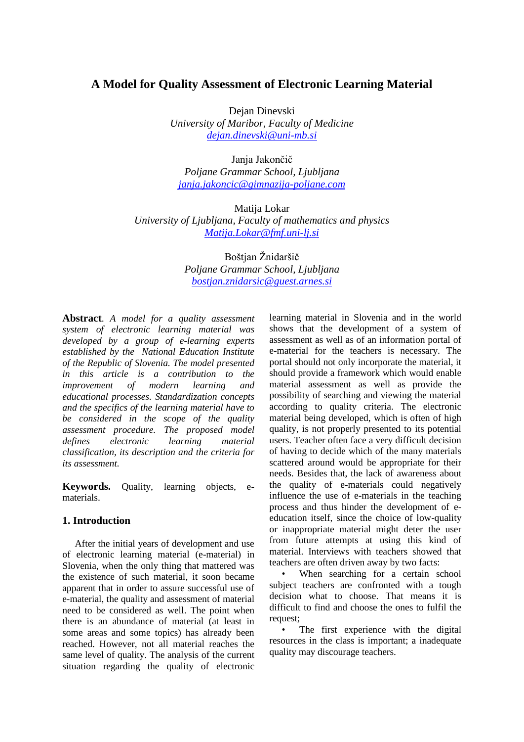# A Model for Quality Assessment of Electronic Learning Material

Dejan Dinevski
*University of Maribor, Faculty of Medicine*
dejan.dinevski@uni-mb.si

Janja Jakončič
*Poljane Grammar School, Ljubljana*
janja.jakoncic@gimnazija-poljane.com

Matija Lokar
*University of Ljubljana, Faculty of mathematics and physics*
Matija.Lokar@fmf.uni-lj.si

Boštjan Žnidaršič
*Poljane Grammar School, Ljubljana*
bostjan.znidarsic@guest.arnes.si

**Abstract**. *A model for a quality assessment system of electronic learning material was developed by a group of e-learning experts established by the National Education Institute of the Republic of Slovenia. The model presented in this article is a contribution to the improvement of modern learning and educational processes. Standardization concepts and the specifics of the learning material have to be considered in the scope of the quality assessment procedure. The proposed model defines electronic learning material classification, its description and the criteria for its assessment.*

**Keywords.** Quality, learning objects, e-materials.

## 1. Introduction

After the initial years of development and use of electronic learning material (e-material) in Slovenia, when the only thing that mattered was the existence of such material, it soon became apparent that in order to assure successful use of e-material, the quality and assessment of material need to be considered as well. The point when there is an abundance of material (at least in some areas and some topics) has already been reached. However, not all material reaches the same level of quality. The analysis of the current situation regarding the quality of electronic learning material in Slovenia and in the world shows that the development of a system of assessment as well as of an information portal of e-material for the teachers is necessary. The portal should not only incorporate the material, it should provide a framework which would enable material assessment as well as provide the possibility of searching and viewing the material according to quality criteria. The electronic material being developed, which is often of high quality, is not properly presented to its potential users. Teacher often face a very difficult decision of having to decide which of the many materials scattered around would be appropriate for their needs. Besides that, the lack of awareness about the quality of e-materials could negatively influence the use of e-materials in the teaching process and thus hinder the development of e-education itself, since the choice of low-quality or inappropriate material might deter the user from future attempts at using this kind of material. Interviews with teachers showed that teachers are often driven away by two facts:

- When searching for a certain school subject teachers are confronted with a tough decision what to choose. That means it is difficult to find and choose the ones to fulfil the request;
- The first experience with the digital resources in the class is important; a inadequate quality may discourage teachers.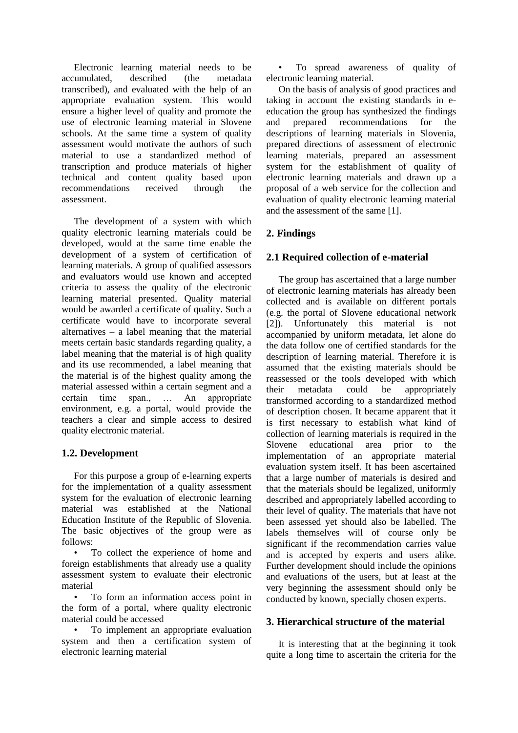Electronic learning material needs to be accumulated, described (the metadata transcribed), and evaluated with the help of an appropriate evaluation system. This would ensure a higher level of quality and promote the use of electronic learning material in Slovene schools. At the same time a system of quality assessment would motivate the authors of such material to use a standardized method of transcription and produce materials of higher technical and content quality based upon recommendations received through the assessment.

The development of a system with which quality electronic learning materials could be developed, would at the same time enable the development of a system of certification of learning materials. A group of qualified assessors and evaluators would use known and accepted criteria to assess the quality of the electronic learning material presented. Quality material would be awarded a certificate of quality. Such a certificate would have to incorporate several alternatives – a label meaning that the material meets certain basic standards regarding quality, a label meaning that the material is of high quality and its use recommended, a label meaning that the material is of the highest quality among the material assessed within a certain segment and a certain time span., … An appropriate environment, e.g. a portal, would provide the teachers a clear and simple access to desired quality electronic material.

### 1.2. Development

For this purpose a group of e-learning experts for the implementation of a quality assessment system for the evaluation of electronic learning material was established at the National Education Institute of the Republic of Slovenia. The basic objectives of the group were as follows:

- To collect the experience of home and foreign establishments that already use a quality assessment system to evaluate their electronic material
- To form an information access point in the form of a portal, where quality electronic material could be accessed
- To implement an appropriate evaluation system and then a certification system of electronic learning material
- To spread awareness of quality of electronic learning material.

On the basis of analysis of good practices and taking in account the existing standards in e-education the group has synthesized the findings and prepared recommendations for the descriptions of learning materials in Slovenia, prepared directions of assessment of electronic learning materials, prepared an assessment system for the establishment of quality of electronic learning materials and drawn up a proposal of a web service for the collection and evaluation of quality electronic learning material and the assessment of the same [1].

## 2. Findings

### 2.1 Required collection of e-material

The group has ascertained that a large number of electronic learning materials has already been collected and is available on different portals (e.g. the portal of Slovene educational network [2]). Unfortunately this material is not accompanied by uniform metadata, let alone do the data follow one of certified standards for the description of learning material. Therefore it is assumed that the existing materials should be reassessed or the tools developed with which their metadata could be appropriately transformed according to a standardized method of description chosen. It became apparent that it is first necessary to establish what kind of collection of learning materials is required in the Slovene educational area prior to the implementation of an appropriate material evaluation system itself. It has been ascertained that a large number of materials is desired and that the materials should be legalized, uniformly described and appropriately labelled according to their level of quality. The materials that have not been assessed yet should also be labelled. The labels themselves will of course only be significant if the recommendation carries value and is accepted by experts and users alike. Further development should include the opinions and evaluations of the users, but at least at the very beginning the assessment should only be conducted by known, specially chosen experts.

## 3. Hierarchical structure of the material

It is interesting that at the beginning it took quite a long time to ascertain the criteria for the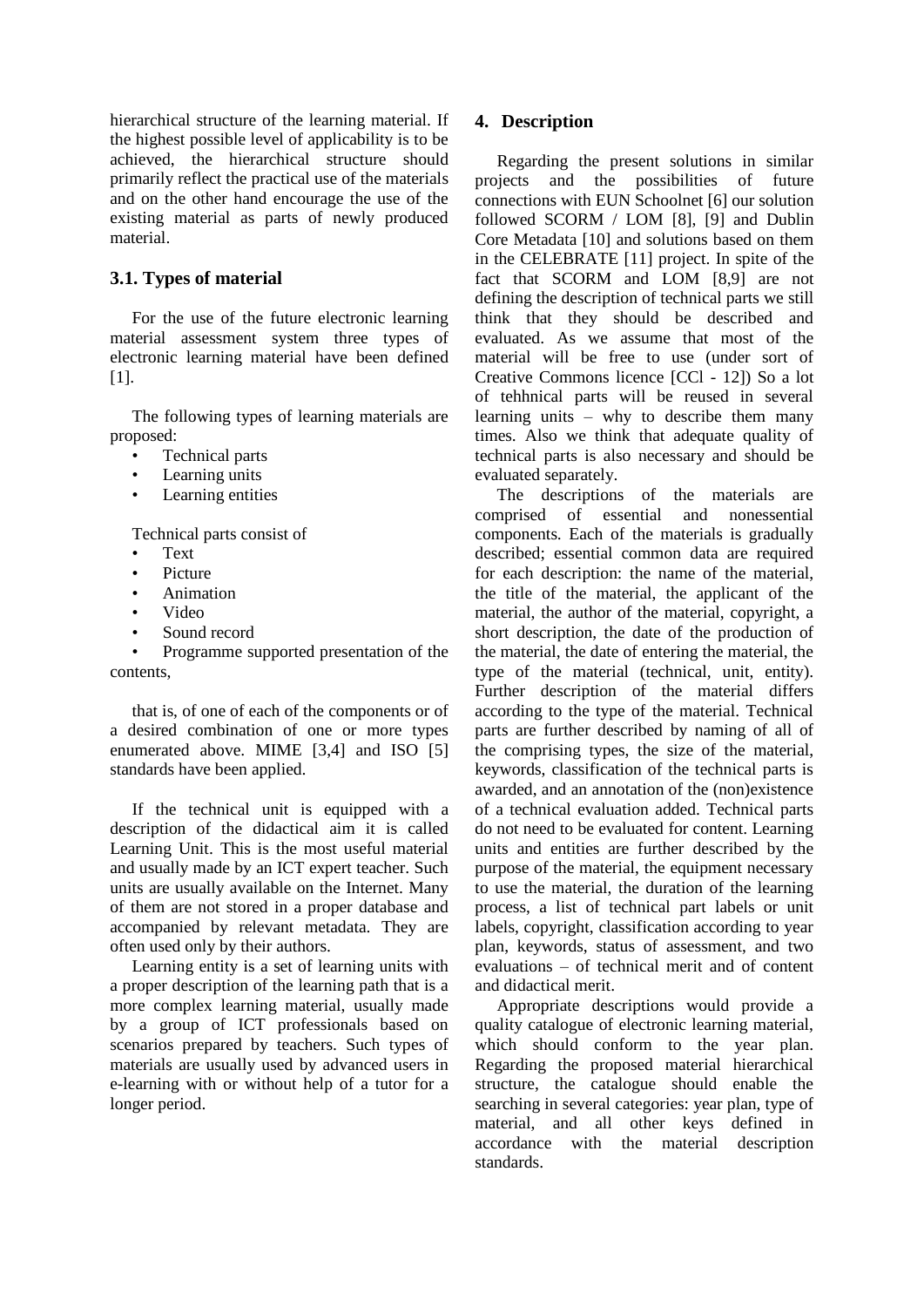hierarchical structure of the learning material. If the highest possible level of applicability is to be achieved, the hierarchical structure should primarily reflect the practical use of the materials and on the other hand encourage the use of the existing material as parts of newly produced material.

### 3.1. Types of material

For the use of the future electronic learning material assessment system three types of electronic learning material have been defined [1].

The following types of learning materials are proposed:

- Technical parts
- Learning units
- Learning entities

Technical parts consist of

- Text
- Picture
- Animation
- Video
- Sound record
- Programme supported presentation of the contents,

that is, of one of each of the components or of a desired combination of one or more types enumerated above. MIME [3,4] and ISO [5] standards have been applied.

If the technical unit is equipped with a description of the didactical aim it is called Learning Unit. This is the most useful material and usually made by an ICT expert teacher. Such units are usually available on the Internet. Many of them are not stored in a proper database and accompanied by relevant metadata. They are often used only by their authors.

Learning entity is a set of learning units with a proper description of the learning path that is a more complex learning material, usually made by a group of ICT professionals based on scenarios prepared by teachers. Such types of materials are usually used by advanced users in e-learning with or without help of a tutor for a longer period.

## 4. Description

Regarding the present solutions in similar projects and the possibilities of future connections with EUN Schoolnet [6] our solution followed SCORM / LOM [8], [9] and Dublin Core Metadata [10] and solutions based on them in the CELEBRATE [11] project. In spite of the fact that SCORM and LOM [8,9] are not defining the description of technical parts we still think that they should be described and evaluated. As we assume that most of the material will be free to use (under sort of Creative Commons licence [CCl - 12]) So a lot of tehhnical parts will be reused in several learning units – why to describe them many times. Also we think that adequate quality of technical parts is also necessary and should be evaluated separately.

The descriptions of the materials are comprised of essential and nonessential components. Each of the materials is gradually described; essential common data are required for each description: the name of the material, the title of the material, the applicant of the material, the author of the material, copyright, a short description, the date of the production of the material, the date of entering the material, the type of the material (technical, unit, entity). Further description of the material differs according to the type of the material. Technical parts are further described by naming of all of the comprising types, the size of the material, keywords, classification of the technical parts is awarded, and an annotation of the (non)existence of a technical evaluation added. Technical parts do not need to be evaluated for content. Learning units and entities are further described by the purpose of the material, the equipment necessary to use the material, the duration of the learning process, a list of technical part labels or unit labels, copyright, classification according to year plan, keywords, status of assessment, and two evaluations – of technical merit and of content and didactical merit.

Appropriate descriptions would provide a quality catalogue of electronic learning material, which should conform to the year plan. Regarding the proposed material hierarchical structure, the catalogue should enable the searching in several categories: year plan, type of material, and all other keys defined in accordance with the material description standards.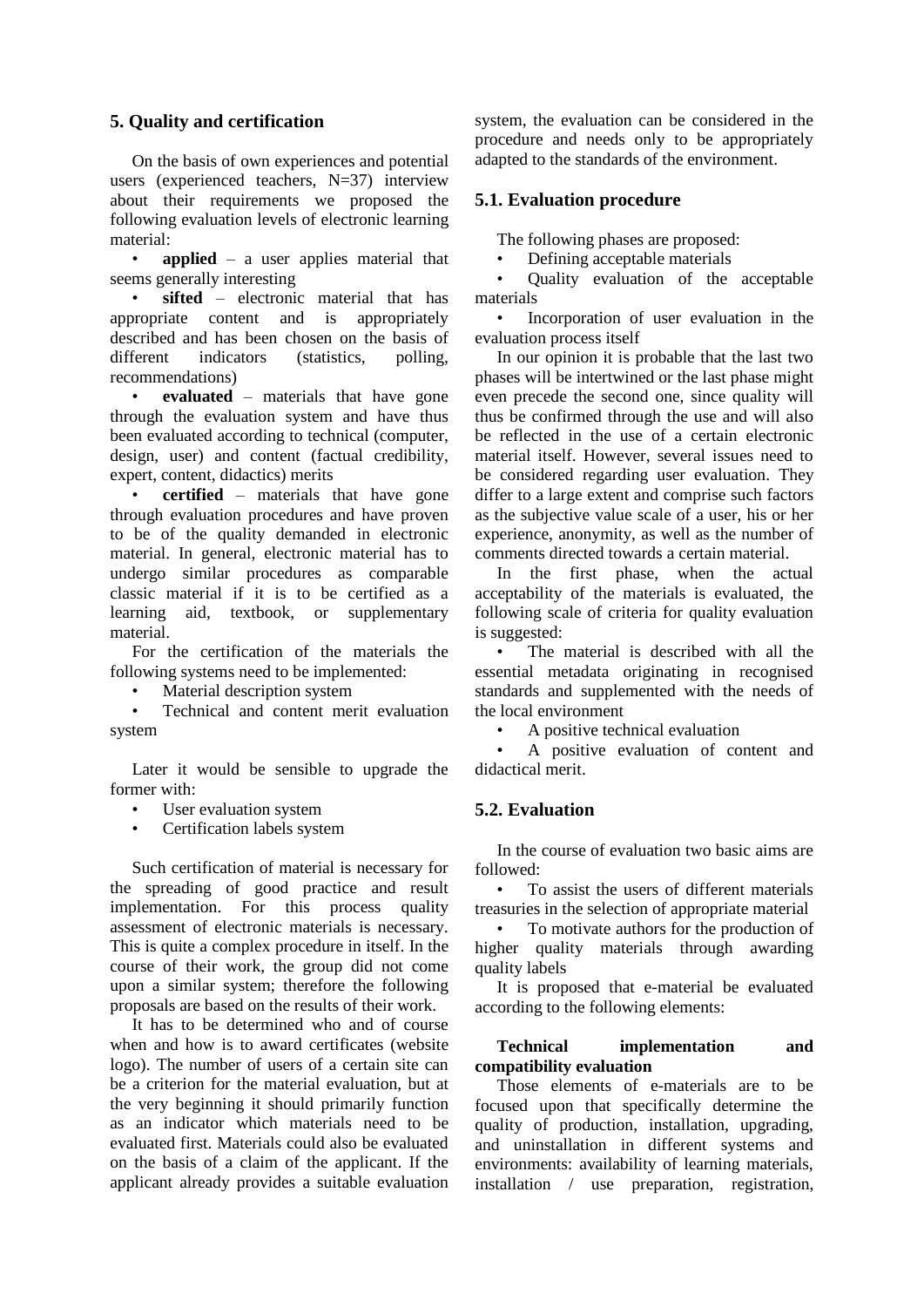## 5. Quality and certification

On the basis of own experiences and potential users (experienced teachers, N=37) interview about their requirements we proposed the following evaluation levels of electronic learning material:

- **applied** – a user applies material that seems generally interesting
- **sifted** – electronic material that has appropriate content and is appropriately described and has been chosen on the basis of different indicators (statistics, polling, recommendations)
- **evaluated** – materials that have gone through the evaluation system and have thus been evaluated according to technical (computer, design, user) and content (factual credibility, expert, content, didactics) merits
- **certified** – materials that have gone through evaluation procedures and have proven to be of the quality demanded in electronic material. In general, electronic material has to undergo similar procedures as comparable classic material if it is to be certified as a learning aid, textbook, or supplementary material.

For the certification of the materials the following systems need to be implemented:

- Material description system
- Technical and content merit evaluation system

Later it would be sensible to upgrade the former with:

- User evaluation system
- Certification labels system

Such certification of material is necessary for the spreading of good practice and result implementation. For this process quality assessment of electronic materials is necessary. This is quite a complex procedure in itself. In the course of their work, the group did not come upon a similar system; therefore the following proposals are based on the results of their work.

It has to be determined who and of course when and how is to award certificates (website logo). The number of users of a certain site can be a criterion for the material evaluation, but at the very beginning it should primarily function as an indicator which materials need to be evaluated first. Materials could also be evaluated on the basis of a claim of the applicant. If the applicant already provides a suitable evaluation system, the evaluation can be considered in the procedure and needs only to be appropriately adapted to the standards of the environment.

### 5.1. Evaluation procedure

The following phases are proposed:

- Defining acceptable materials
- Quality evaluation of the acceptable materials
- Incorporation of user evaluation in the evaluation process itself

In our opinion it is probable that the last two phases will be intertwined or the last phase might even precede the second one, since quality will thus be confirmed through the use and will also be reflected in the use of a certain electronic material itself. However, several issues need to be considered regarding user evaluation. They differ to a large extent and comprise such factors as the subjective value scale of a user, his or her experience, anonymity, as well as the number of comments directed towards a certain material.

In the first phase, when the actual acceptability of the materials is evaluated, the following scale of criteria for quality evaluation is suggested:

- The material is described with all the essential metadata originating in recognised standards and supplemented with the needs of the local environment
- A positive technical evaluation
- A positive evaluation of content and didactical merit.

### 5.2. Evaluation

In the course of evaluation two basic aims are followed:

- To assist the users of different materials treasuries in the selection of appropriate material
- To motivate authors for the production of higher quality materials through awarding quality labels

It is proposed that e-material be evaluated according to the following elements:

**Technical implementation and compatibility evaluation**

Those elements of e-materials are to be focused upon that specifically determine the quality of production, installation, upgrading, and uninstallation in different systems and environments: availability of learning materials, installation / use preparation, registration,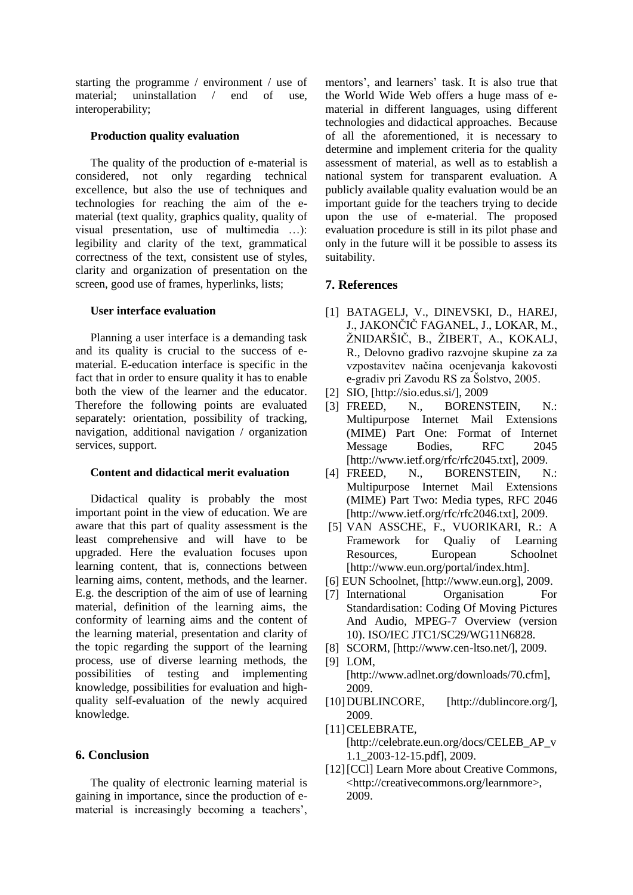starting the programme / environment / use of material; uninstallation / end of use, interoperability;

**Production quality evaluation**

The quality of the production of e-material is considered, not only regarding technical excellence, but also the use of techniques and technologies for reaching the aim of the e-material (text quality, graphics quality, quality of visual presentation, use of multimedia …): legibility and clarity of the text, grammatical correctness of the text, consistent use of styles, clarity and organization of presentation on the screen, good use of frames, hyperlinks, lists;

**User interface evaluation**

Planning a user interface is a demanding task and its quality is crucial to the success of e-material. E-education interface is specific in the fact that in order to ensure quality it has to enable both the view of the learner and the educator. Therefore the following points are evaluated separately: orientation, possibility of tracking, navigation, additional navigation / organization services, support.

**Content and didactical merit evaluation**

Didactical quality is probably the most important point in the view of education. We are aware that this part of quality assessment is the least comprehensive and will have to be upgraded. Here the evaluation focuses upon learning content, that is, connections between learning aims, content, methods, and the learner. E.g. the description of the aim of use of learning material, definition of the learning aims, the conformity of learning aims and the content of the learning material, presentation and clarity of the topic regarding the support of the learning process, use of diverse learning methods, the possibilities of testing and implementing knowledge, possibilities for evaluation and high-quality self-evaluation of the newly acquired knowledge.

## 6. Conclusion

The quality of electronic learning material is gaining in importance, since the production of e-material is increasingly becoming a teachers', mentors', and learners' task. It is also true that the World Wide Web offers a huge mass of e-material in different languages, using different technologies and didactical approaches. Because of all the aforementioned, it is necessary to determine and implement criteria for the quality assessment of material, as well as to establish a national system for transparent evaluation. A publicly available quality evaluation would be an important guide for the teachers trying to decide upon the use of e-material. The proposed evaluation procedure is still in its pilot phase and only in the future will it be possible to assess its suitability.

## 7. References

[1] BATAGELJ, V., DINEVSKI, D., HAREJ, J., JAKONČIČ FAGANEL, J., LOKAR, M., ŽNIDARŠIČ, B., ŽIBERT, A., KOKALJ, R., Delovno gradivo razvojne skupine za za vzpostavitev načina ocenjevanja kakovosti e-gradiv pri Zavodu RS za Šolstvo, 2005.

[2] SIO, [http://sio.edus.si/], 2009

[3] FREED, N., BORENSTEIN, N.: Multipurpose Internet Mail Extensions (MIME) Part One: Format of Internet Message Bodies, RFC 2045 [http://www.ietf.org/rfc/rfc2045.txt], 2009.

[4] FREED, N., BORENSTEIN, N.: Multipurpose Internet Mail Extensions (MIME) Part Two: Media types, RFC 2046 [http://www.ietf.org/rfc/rfc2046.txt], 2009.

[5] VAN ASSCHE, F., VUORIKARI, R.: A Framework for Qualiy of Learning Resources, European Schoolnet [http://www.eun.org/portal/index.htm].

[6] EUN Schoolnet, [http://www.eun.org], 2009.

[7] International Organisation For Standardisation: Coding Of Moving Pictures And Audio, MPEG-7 Overview (version 10). ISO/IEC JTC1/SC29/WG11N6828.

[8] SCORM, [http://www.cen-ltso.net/], 2009.

[9] LOM, [http://www.adlnet.org/downloads/70.cfm], 2009.

[10] DUBLINCORE, [http://dublincore.org/], 2009.

[11] CELEBRATE, [http://celebrate.eun.org/docs/CELEB_AP_v1.1_2003-12-15.pdf], 2009.

[12] [CCl] Learn More about Creative Commons, <http://creativecommons.org/learnmore>, 2009.